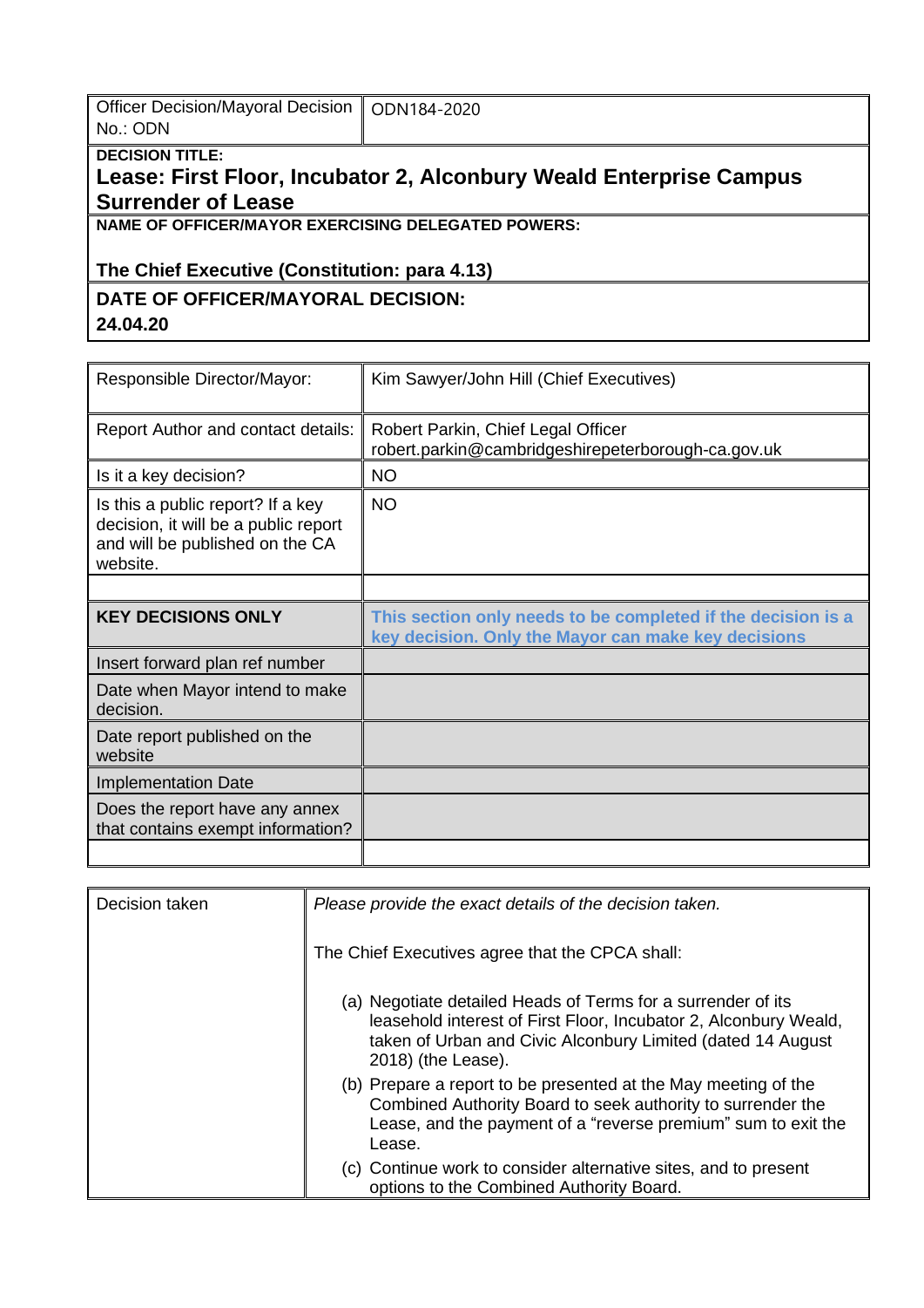| Officer Decision/Mayoral Decision No.: ODN | ODN184-2020 |
|---|---|

**DECISION TITLE:**

**Lease: First Floor, Incubator 2, Alconbury Weald Enterprise Campus Surrender of Lease**

**NAME OF OFFICER/MAYOR EXERCISING DELEGATED POWERS:**

**The Chief Executive (Constitution: para 4.13)**

**DATE OF OFFICER/MAYORAL DECISION:**

**24.04.20**

| Responsible Director/Mayor: | Kim Sawyer/John Hill (Chief Executives) |
|---|---|
| Report Author and contact details: | Robert Parkin, Chief Legal Officer robert.parkin@cambridgeshirepeterborough-ca.gov.uk |
| Is it a key decision? | NO |
| Is this a public report? If a key decision, it will be a public report and will be published on the CA website. | NO |
| | |
| **KEY DECISIONS ONLY** | **This section only needs to be completed if the decision is a key decision. Only the Mayor can make key decisions** |
| Insert forward plan ref number | |
| Date when Mayor intend to make decision. | |
| Date report published on the website | |
| Implementation Date | |
| Does the report have any annex that contains exempt information? | |
| | |

| Decision taken | *Please provide the exact details of the decision taken.*<br><br>The Chief Executives agree that the CPCA shall:<br><br>(a) Negotiate detailed Heads of Terms for a surrender of its leasehold interest of First Floor, Incubator 2, Alconbury Weald, taken of Urban and Civic Alconbury Limited (dated 14 August 2018) (the Lease).<br>(b) Prepare a report to be presented at the May meeting of the Combined Authority Board to seek authority to surrender the Lease, and the payment of a "reverse premium" sum to exit the Lease.<br>(c) Continue work to consider alternative sites, and to present options to the Combined Authority Board. |
|---|---|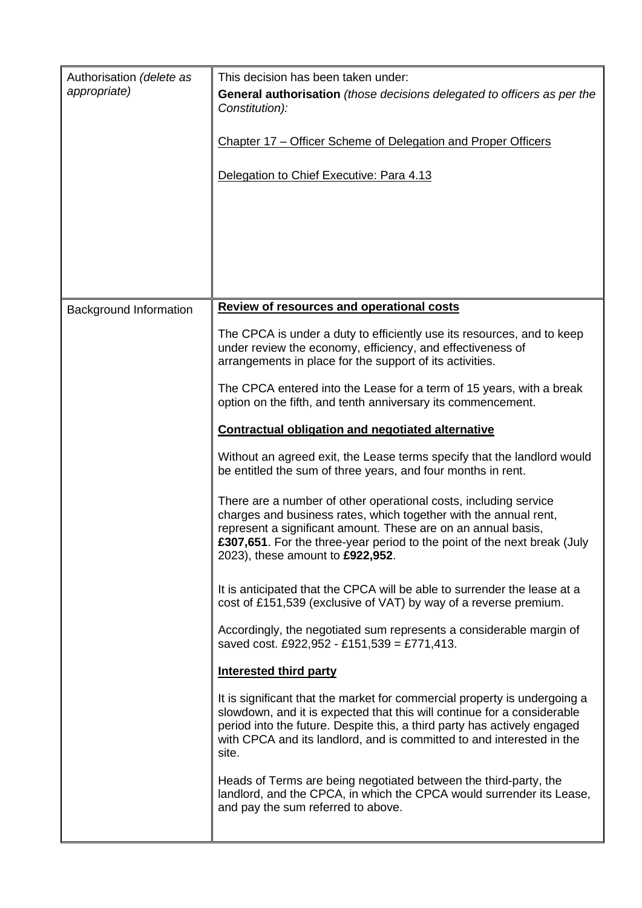| Authorisation *(delete as appropriate)* | This decision has been taken under:<br>**General authorisation** *(those decisions delegated to officers as per the Constitution):*<br><br><u>Chapter 17 – Officer Scheme of Delegation and Proper Officers</u><br><br><u>Delegation to Chief Executive: Para 4.13</u> |
|---|---|
| Background Information | **<u>Review of resources and operational costs</u>**<br><br>The CPCA is under a duty to efficiently use its resources, and to keep under review the economy, efficiency, and effectiveness of arrangements in place for the support of its activities.<br><br>The CPCA entered into the Lease for a term of 15 years, with a break option on the fifth, and tenth anniversary its commencement.<br><br>**<u>Contractual obligation and negotiated alternative</u>**<br><br>Without an agreed exit, the Lease terms specify that the landlord would be entitled the sum of three years, and four months in rent.<br><br>There are a number of other operational costs, including service charges and business rates, which together with the annual rent, represent a significant amount. These are on an annual basis, **£307,651**. For the three-year period to the point of the next break (July 2023), these amount to **£922,952**.<br><br>It is anticipated that the CPCA will be able to surrender the lease at a cost of £151,539 (exclusive of VAT) by way of a reverse premium.<br><br>Accordingly, the negotiated sum represents a considerable margin of saved cost. £922,952 - £151,539 = £771,413.<br><br>**<u>Interested third party</u>**<br><br>It is significant that the market for commercial property is undergoing a slowdown, and it is expected that this will continue for a considerable period into the future. Despite this, a third party has actively engaged with CPCA and its landlord, and is committed to and interested in the site.<br><br>Heads of Terms are being negotiated between the third-party, the landlord, and the CPCA, in which the CPCA would surrender its Lease, and pay the sum referred to above. |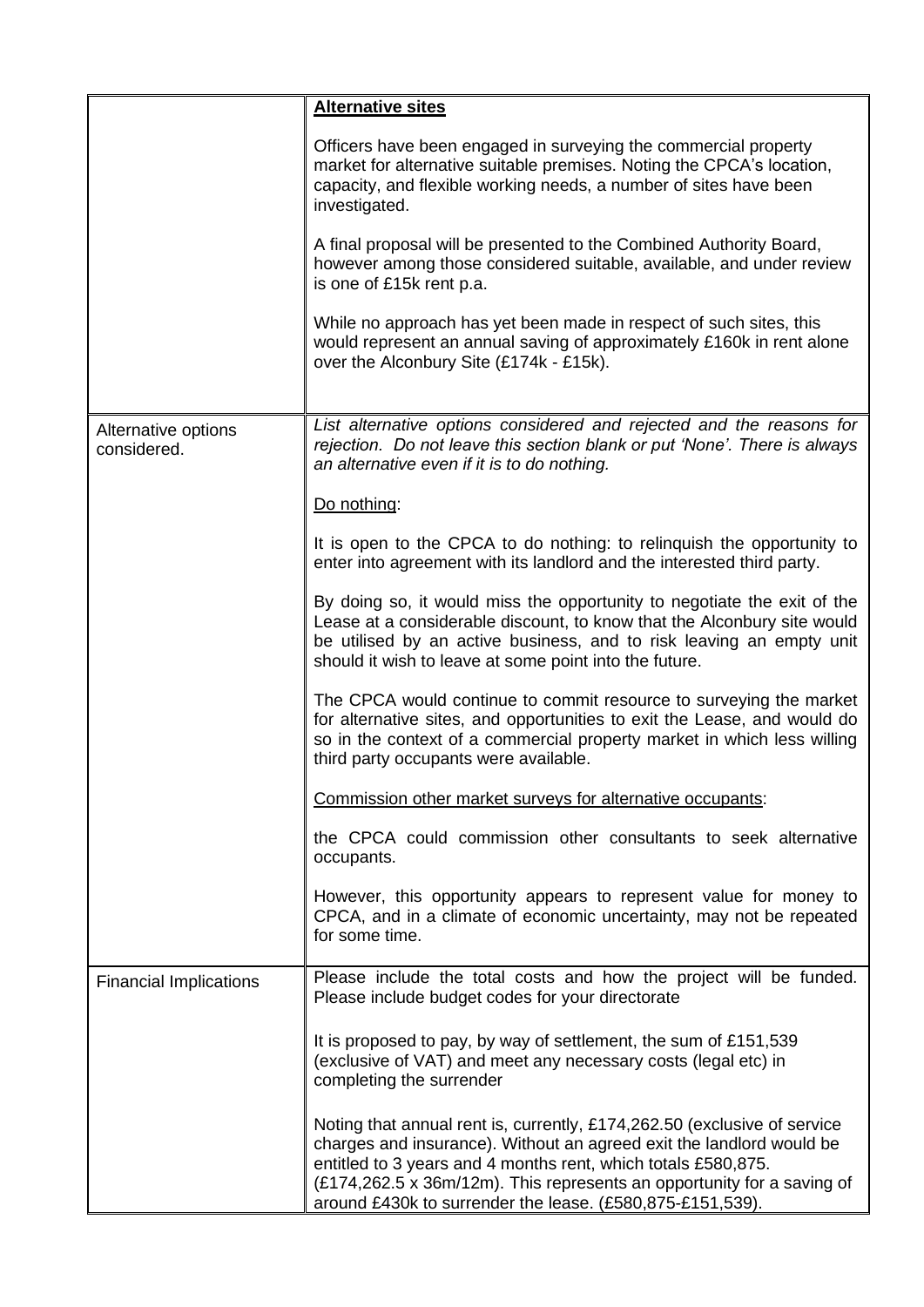| | |
|---|---|
| | **Alternative sites**<br><br>Officers have been engaged in surveying the commercial property market for alternative suitable premises. Noting the CPCA's location, capacity, and flexible working needs, a number of sites have been investigated.<br><br>A final proposal will be presented to the Combined Authority Board, however among those considered suitable, available, and under review is one of £15k rent p.a.<br><br>While no approach has yet been made in respect of such sites, this would represent an annual saving of approximately £160k in rent alone over the Alconbury Site (£174k - £15k). |
| Alternative options considered. | *List alternative options considered and rejected and the reasons for rejection. Do not leave this section blank or put 'None'. There is always an alternative even if it is to do nothing.*<br><br>Do nothing:<br><br>It is open to the CPCA to do nothing: to relinquish the opportunity to enter into agreement with its landlord and the interested third party.<br><br>By doing so, it would miss the opportunity to negotiate the exit of the Lease at a considerable discount, to know that the Alconbury site would be utilised by an active business, and to risk leaving an empty unit should it wish to leave at some point into the future.<br><br>The CPCA would continue to commit resource to surveying the market for alternative sites, and opportunities to exit the Lease, and would do so in the context of a commercial property market in which less willing third party occupants were available.<br><br>Commission other market surveys for alternative occupants:<br><br>the CPCA could commission other consultants to seek alternative occupants.<br><br>However, this opportunity appears to represent value for money to CPCA, and in a climate of economic uncertainty, may not be repeated for some time. |
| Financial Implications | Please include the total costs and how the project will be funded. Please include budget codes for your directorate<br><br>It is proposed to pay, by way of settlement, the sum of £151,539 (exclusive of VAT) and meet any necessary costs (legal etc) in completing the surrender<br><br>Noting that annual rent is, currently, £174,262.50 (exclusive of service charges and insurance). Without an agreed exit the landlord would be entitled to 3 years and 4 months rent, which totals £580,875. (£174,262.5 x 36m/12m). This represents an opportunity for a saving of around £430k to surrender the lease. (£580,875-£151,539). |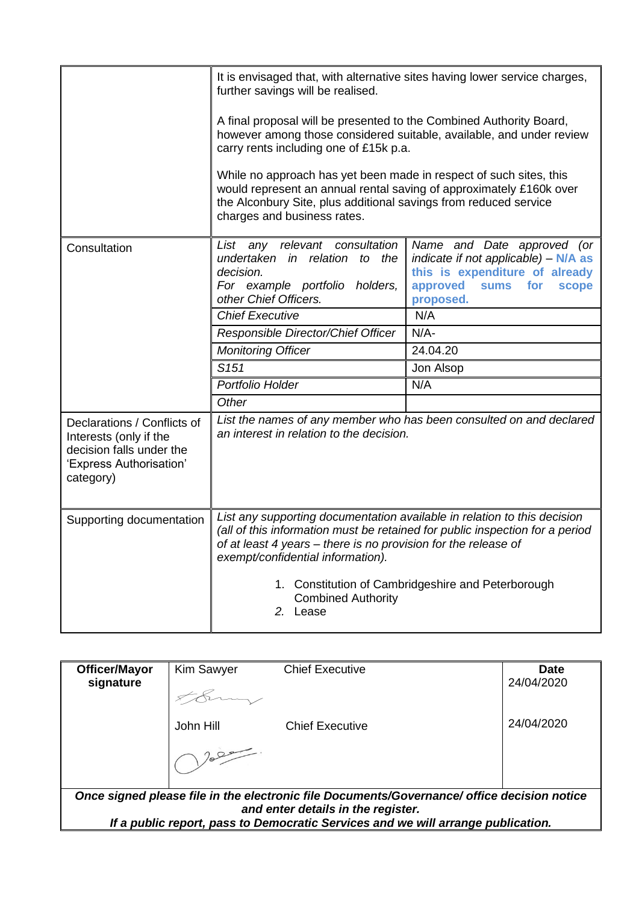| | | |
|---|---|---|
| | It is envisaged that, with alternative sites having lower service charges, further savings will be realised.<br><br>A final proposal will be presented to the Combined Authority Board, however among those considered suitable, available, and under review carry rents including one of £15k p.a.<br><br>While no approach has yet been made in respect of such sites, this would represent an annual rental saving of approximately £160k over the Alconbury Site, plus additional savings from reduced service charges and business rates. | |
| Consultation | *List any relevant consultation undertaken in relation to the decision.*<br>*For example portfolio holders, other Chief Officers.* | *Name and Date approved (or indicate if not applicable)* – **N/A as this is expenditure of already approved sums for scope proposed.** |
| | *Chief Executive* | N/A |
| | *Responsible Director/Chief Officer* | N/A- |
| | *Monitoring Officer* | 24.04.20 |
| | *S151* | Jon Alsop |
| | *Portfolio Holder* | N/A |
| | *Other* | |
| Declarations / Conflicts of Interests (only if the decision falls under the 'Express Authorisation' category) | *List the names of any member who has been consulted on and declared an interest in relation to the decision.* | |
| Supporting documentation | *List any supporting documentation available in relation to this decision (all of this information must be retained for public inspection for a period of at least 4 years – there is no provision for the release of exempt/confidential information).*<br><br>1. Constitution of Cambridgeshire and Peterborough Combined Authority<br>2. Lease | |

| **Officer/Mayor signature** | Kim Sawyer | Chief Executive | **Date** 24/04/2020 |
|---|---|---|---|
| | John Hill | Chief Executive | 24/04/2020 |

***Once signed please file in the electronic file Documents/Governance/ office decision notice and enter details in the register.***
***If a public report, pass to Democratic Services and we will arrange publication.***